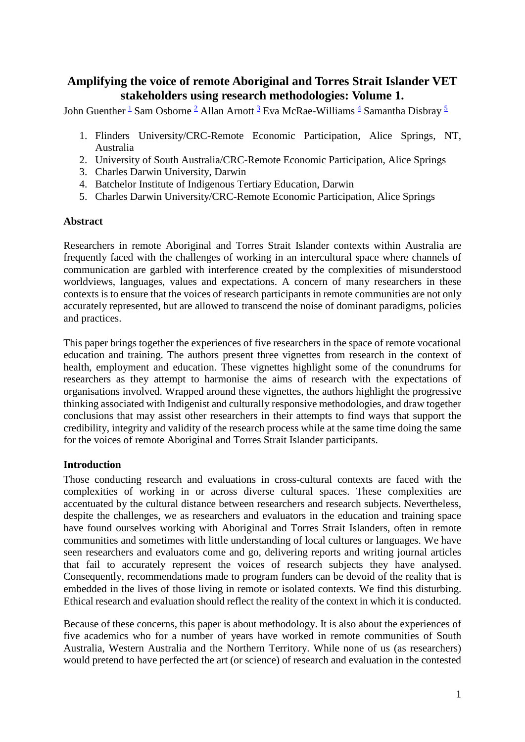# Amplifying the voice of remote Aboriginal and Torres Strait Islander VET stakeholders using research methodologies: Volume 1.

John Guenther [1] Sam Osborne [2] Allan Arnott [3] Eva McRae-Williams [4] Samantha Disbray [5]

1. Flinders University/CRC-Remote Economic Participation, Alice Springs, NT, Australia
2. University of South Australia/CRC-Remote Economic Participation, Alice Springs
3. Charles Darwin University, Darwin
4. Batchelor Institute of Indigenous Tertiary Education, Darwin
5. Charles Darwin University/CRC-Remote Economic Participation, Alice Springs

**Abstract**

Researchers in remote Aboriginal and Torres Strait Islander contexts within Australia are frequently faced with the challenges of working in an intercultural space where channels of communication are garbled with interference created by the complexities of misunderstood worldviews, languages, values and expectations. A concern of many researchers in these contexts is to ensure that the voices of research participants in remote communities are not only accurately represented, but are allowed to transcend the noise of dominant paradigms, policies and practices.

This paper brings together the experiences of five researchers in the space of remote vocational education and training. The authors present three vignettes from research in the context of health, employment and education. These vignettes highlight some of the conundrums for researchers as they attempt to harmonise the aims of research with the expectations of organisations involved. Wrapped around these vignettes, the authors highlight the progressive thinking associated with Indigenist and culturally responsive methodologies, and draw together conclusions that may assist other researchers in their attempts to find ways that support the credibility, integrity and validity of the research process while at the same time doing the same for the voices of remote Aboriginal and Torres Strait Islander participants.

**Introduction**

Those conducting research and evaluations in cross-cultural contexts are faced with the complexities of working in or across diverse cultural spaces. These complexities are accentuated by the cultural distance between researchers and research subjects. Nevertheless, despite the challenges, we as researchers and evaluators in the education and training space have found ourselves working with Aboriginal and Torres Strait Islanders, often in remote communities and sometimes with little understanding of local cultures or languages. We have seen researchers and evaluators come and go, delivering reports and writing journal articles that fail to accurately represent the voices of research subjects they have analysed. Consequently, recommendations made to program funders can be devoid of the reality that is embedded in the lives of those living in remote or isolated contexts. We find this disturbing. Ethical research and evaluation should reflect the reality of the context in which it is conducted.

Because of these concerns, this paper is about methodology. It is also about the experiences of five academics who for a number of years have worked in remote communities of South Australia, Western Australia and the Northern Territory. While none of us (as researchers) would pretend to have perfected the art (or science) of research and evaluation in the contested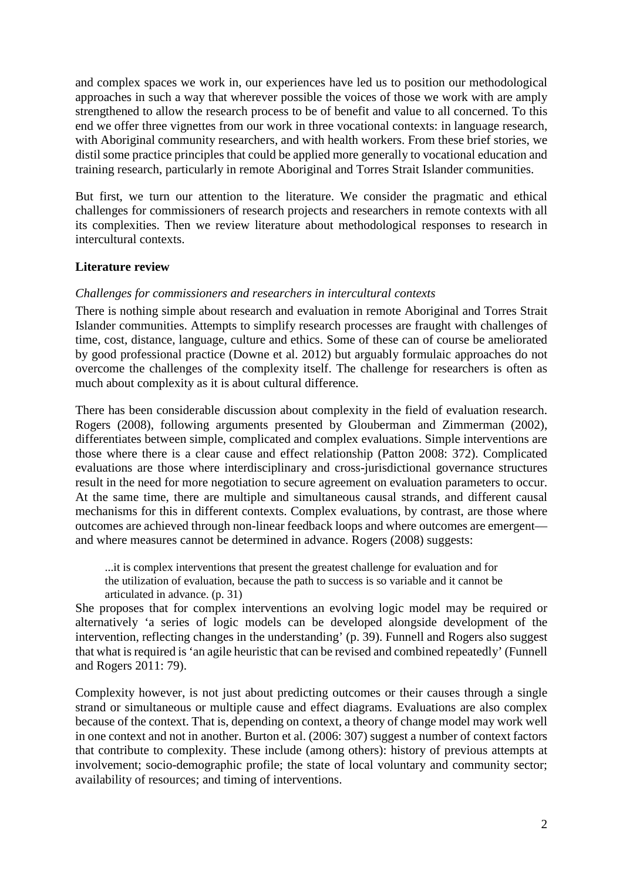and complex spaces we work in, our experiences have led us to position our methodological approaches in such a way that wherever possible the voices of those we work with are amply strengthened to allow the research process to be of benefit and value to all concerned. To this end we offer three vignettes from our work in three vocational contexts: in language research, with Aboriginal community researchers, and with health workers. From these brief stories, we distil some practice principles that could be applied more generally to vocational education and training research, particularly in remote Aboriginal and Torres Strait Islander communities.

But first, we turn our attention to the literature. We consider the pragmatic and ethical challenges for commissioners of research projects and researchers in remote contexts with all its complexities. Then we review literature about methodological responses to research in intercultural contexts.

## Literature review

### *Challenges for commissioners and researchers in intercultural contexts*

There is nothing simple about research and evaluation in remote Aboriginal and Torres Strait Islander communities. Attempts to simplify research processes are fraught with challenges of time, cost, distance, language, culture and ethics. Some of these can of course be ameliorated by good professional practice (Downe et al. 2012) but arguably formulaic approaches do not overcome the challenges of the complexity itself. The challenge for researchers is often as much about complexity as it is about cultural difference.

There has been considerable discussion about complexity in the field of evaluation research. Rogers (2008), following arguments presented by Glouberman and Zimmerman (2002), differentiates between simple, complicated and complex evaluations. Simple interventions are those where there is a clear cause and effect relationship (Patton 2008: 372). Complicated evaluations are those where interdisciplinary and cross-jurisdictional governance structures result in the need for more negotiation to secure agreement on evaluation parameters to occur. At the same time, there are multiple and simultaneous causal strands, and different causal mechanisms for this in different contexts. Complex evaluations, by contrast, are those where outcomes are achieved through non-linear feedback loops and where outcomes are emergent—and where measures cannot be determined in advance. Rogers (2008) suggests:

> ...it is complex interventions that present the greatest challenge for evaluation and for the utilization of evaluation, because the path to success is so variable and it cannot be articulated in advance. (p. 31)

She proposes that for complex interventions an evolving logic model may be required or alternatively 'a series of logic models can be developed alongside development of the intervention, reflecting changes in the understanding' (p. 39). Funnell and Rogers also suggest that what is required is 'an agile heuristic that can be revised and combined repeatedly' (Funnell and Rogers 2011: 79).

Complexity however, is not just about predicting outcomes or their causes through a single strand or simultaneous or multiple cause and effect diagrams. Evaluations are also complex because of the context. That is, depending on context, a theory of change model may work well in one context and not in another. Burton et al. (2006: 307) suggest a number of context factors that contribute to complexity. These include (among others): history of previous attempts at involvement; socio-demographic profile; the state of local voluntary and community sector; availability of resources; and timing of interventions.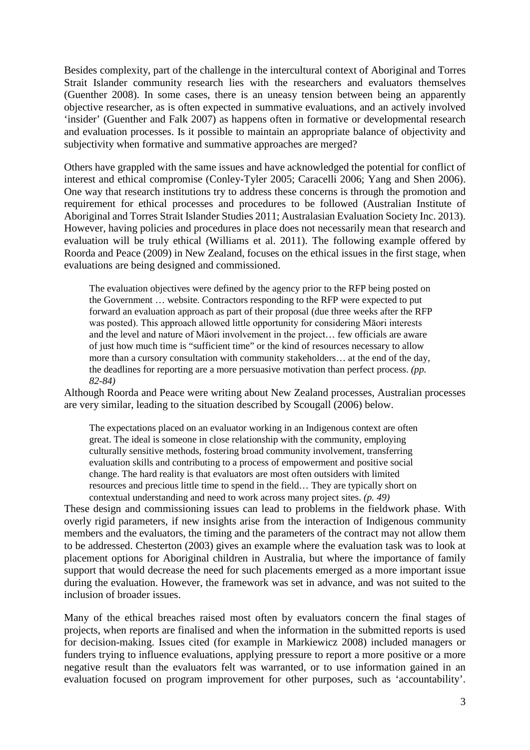Besides complexity, part of the challenge in the intercultural context of Aboriginal and Torres Strait Islander community research lies with the researchers and evaluators themselves (Guenther 2008). In some cases, there is an uneasy tension between being an apparently objective researcher, as is often expected in summative evaluations, and an actively involved 'insider' (Guenther and Falk 2007) as happens often in formative or developmental research and evaluation processes. Is it possible to maintain an appropriate balance of objectivity and subjectivity when formative and summative approaches are merged?

Others have grappled with the same issues and have acknowledged the potential for conflict of interest and ethical compromise (Conley-Tyler 2005; Caracelli 2006; Yang and Shen 2006). One way that research institutions try to address these concerns is through the promotion and requirement for ethical processes and procedures to be followed (Australian Institute of Aboriginal and Torres Strait Islander Studies 2011; Australasian Evaluation Society Inc. 2013). However, having policies and procedures in place does not necessarily mean that research and evaluation will be truly ethical (Williams et al. 2011). The following example offered by Roorda and Peace (2009) in New Zealand, focuses on the ethical issues in the first stage, when evaluations are being designed and commissioned.

> The evaluation objectives were defined by the agency prior to the RFP being posted on the Government … website. Contractors responding to the RFP were expected to put forward an evaluation approach as part of their proposal (due three weeks after the RFP was posted). This approach allowed little opportunity for considering Māori interests and the level and nature of Māori involvement in the project… few officials are aware of just how much time is "sufficient time" or the kind of resources necessary to allow more than a cursory consultation with community stakeholders… at the end of the day, the deadlines for reporting are a more persuasive motivation than perfect process. *(pp. 82-84)*

Although Roorda and Peace were writing about New Zealand processes, Australian processes are very similar, leading to the situation described by Scougall (2006) below.

> The expectations placed on an evaluator working in an Indigenous context are often great. The ideal is someone in close relationship with the community, employing culturally sensitive methods, fostering broad community involvement, transferring evaluation skills and contributing to a process of empowerment and positive social change. The hard reality is that evaluators are most often outsiders with limited resources and precious little time to spend in the field… They are typically short on contextual understanding and need to work across many project sites. *(p. 49)*

These design and commissioning issues can lead to problems in the fieldwork phase. With overly rigid parameters, if new insights arise from the interaction of Indigenous community members and the evaluators, the timing and the parameters of the contract may not allow them to be addressed. Chesterton (2003) gives an example where the evaluation task was to look at placement options for Aboriginal children in Australia, but where the importance of family support that would decrease the need for such placements emerged as a more important issue during the evaluation. However, the framework was set in advance, and was not suited to the inclusion of broader issues.

Many of the ethical breaches raised most often by evaluators concern the final stages of projects, when reports are finalised and when the information in the submitted reports is used for decision-making. Issues cited (for example in Markiewicz 2008) included managers or funders trying to influence evaluations, applying pressure to report a more positive or a more negative result than the evaluators felt was warranted, or to use information gained in an evaluation focused on program improvement for other purposes, such as 'accountability'.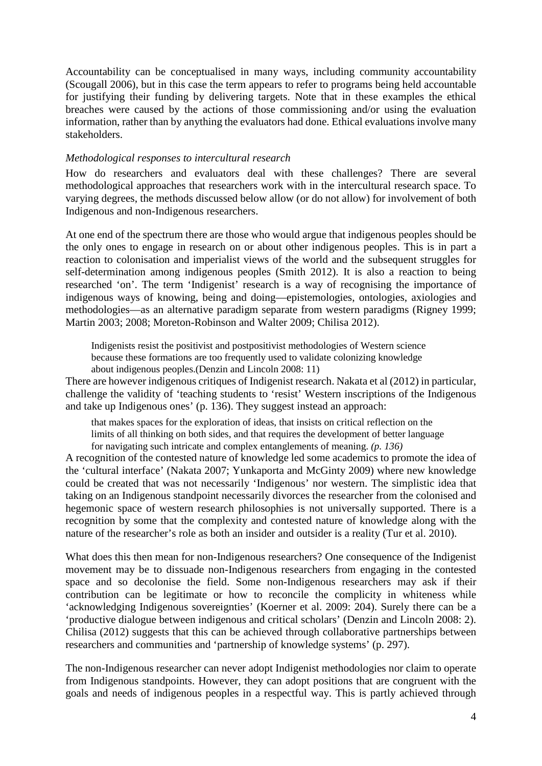Accountability can be conceptualised in many ways, including community accountability (Scougall 2006), but in this case the term appears to refer to programs being held accountable for justifying their funding by delivering targets. Note that in these examples the ethical breaches were caused by the actions of those commissioning and/or using the evaluation information, rather than by anything the evaluators had done. Ethical evaluations involve many stakeholders.

*Methodological responses to intercultural research*

How do researchers and evaluators deal with these challenges? There are several methodological approaches that researchers work with in the intercultural research space. To varying degrees, the methods discussed below allow (or do not allow) for involvement of both Indigenous and non-Indigenous researchers.

At one end of the spectrum there are those who would argue that indigenous peoples should be the only ones to engage in research on or about other indigenous peoples. This is in part a reaction to colonisation and imperialist views of the world and the subsequent struggles for self-determination among indigenous peoples (Smith 2012). It is also a reaction to being researched 'on'. The term 'Indigenist' research is a way of recognising the importance of indigenous ways of knowing, being and doing—epistemologies, ontologies, axiologies and methodologies—as an alternative paradigm separate from western paradigms (Rigney 1999; Martin 2003; 2008; Moreton-Robinson and Walter 2009; Chilisa 2012).

> Indigenists resist the positivist and postpositivist methodologies of Western science because these formations are too frequently used to validate colonizing knowledge about indigenous peoples.(Denzin and Lincoln 2008: 11)

There are however indigenous critiques of Indigenist research. Nakata et al (2012) in particular, challenge the validity of 'teaching students to 'resist' Western inscriptions of the Indigenous and take up Indigenous ones' (p. 136). They suggest instead an approach:

> that makes spaces for the exploration of ideas, that insists on critical reflection on the limits of all thinking on both sides, and that requires the development of better language for navigating such intricate and complex entanglements of meaning. *(p. 136)*

A recognition of the contested nature of knowledge led some academics to promote the idea of the 'cultural interface' (Nakata 2007; Yunkaporta and McGinty 2009) where new knowledge could be created that was not necessarily 'Indigenous' nor western. The simplistic idea that taking on an Indigenous standpoint necessarily divorces the researcher from the colonised and hegemonic space of western research philosophies is not universally supported. There is a recognition by some that the complexity and contested nature of knowledge along with the nature of the researcher's role as both an insider and outsider is a reality (Tur et al. 2010).

What does this then mean for non-Indigenous researchers? One consequence of the Indigenist movement may be to dissuade non-Indigenous researchers from engaging in the contested space and so decolonise the field. Some non-Indigenous researchers may ask if their contribution can be legitimate or how to reconcile the complicity in whiteness while 'acknowledging Indigenous sovereignties' (Koerner et al. 2009: 204). Surely there can be a 'productive dialogue between indigenous and critical scholars' (Denzin and Lincoln 2008: 2). Chilisa (2012) suggests that this can be achieved through collaborative partnerships between researchers and communities and 'partnership of knowledge systems' (p. 297).

The non-Indigenous researcher can never adopt Indigenist methodologies nor claim to operate from Indigenous standpoints. However, they can adopt positions that are congruent with the goals and needs of indigenous peoples in a respectful way. This is partly achieved through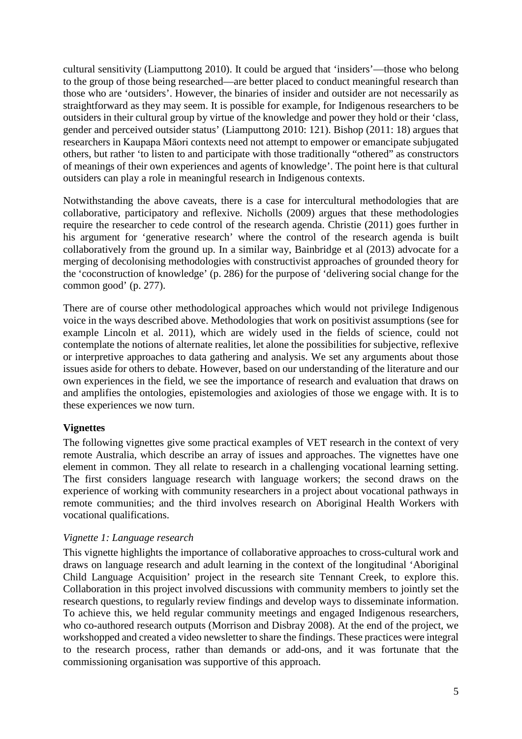cultural sensitivity (Liamputtong 2010). It could be argued that 'insiders'—those who belong to the group of those being researched—are better placed to conduct meaningful research than those who are 'outsiders'. However, the binaries of insider and outsider are not necessarily as straightforward as they may seem. It is possible for example, for Indigenous researchers to be outsiders in their cultural group by virtue of the knowledge and power they hold or their 'class, gender and perceived outsider status' (Liamputtong 2010: 121). Bishop (2011: 18) argues that researchers in Kaupapa Māori contexts need not attempt to empower or emancipate subjugated others, but rather 'to listen to and participate with those traditionally "othered" as constructors of meanings of their own experiences and agents of knowledge'. The point here is that cultural outsiders can play a role in meaningful research in Indigenous contexts.

Notwithstanding the above caveats, there is a case for intercultural methodologies that are collaborative, participatory and reflexive. Nicholls (2009) argues that these methodologies require the researcher to cede control of the research agenda. Christie (2011) goes further in his argument for 'generative research' where the control of the research agenda is built collaboratively from the ground up. In a similar way, Bainbridge et al (2013) advocate for a merging of decolonising methodologies with constructivist approaches of grounded theory for the 'coconstruction of knowledge' (p. 286) for the purpose of 'delivering social change for the common good' (p. 277).

There are of course other methodological approaches which would not privilege Indigenous voice in the ways described above. Methodologies that work on positivist assumptions (see for example Lincoln et al. 2011), which are widely used in the fields of science, could not contemplate the notions of alternate realities, let alone the possibilities for subjective, reflexive or interpretive approaches to data gathering and analysis. We set any arguments about those issues aside for others to debate. However, based on our understanding of the literature and our own experiences in the field, we see the importance of research and evaluation that draws on and amplifies the ontologies, epistemologies and axiologies of those we engage with. It is to these experiences we now turn.

## Vignettes

The following vignettes give some practical examples of VET research in the context of very remote Australia, which describe an array of issues and approaches. The vignettes have one element in common. They all relate to research in a challenging vocational learning setting. The first considers language research with language workers; the second draws on the experience of working with community researchers in a project about vocational pathways in remote communities; and the third involves research on Aboriginal Health Workers with vocational qualifications.

### *Vignette 1: Language research*

This vignette highlights the importance of collaborative approaches to cross-cultural work and draws on language research and adult learning in the context of the longitudinal 'Aboriginal Child Language Acquisition' project in the research site Tennant Creek, to explore this. Collaboration in this project involved discussions with community members to jointly set the research questions, to regularly review findings and develop ways to disseminate information. To achieve this, we held regular community meetings and engaged Indigenous researchers, who co-authored research outputs (Morrison and Disbray 2008). At the end of the project, we workshopped and created a video newsletter to share the findings. These practices were integral to the research process, rather than demands or add-ons, and it was fortunate that the commissioning organisation was supportive of this approach.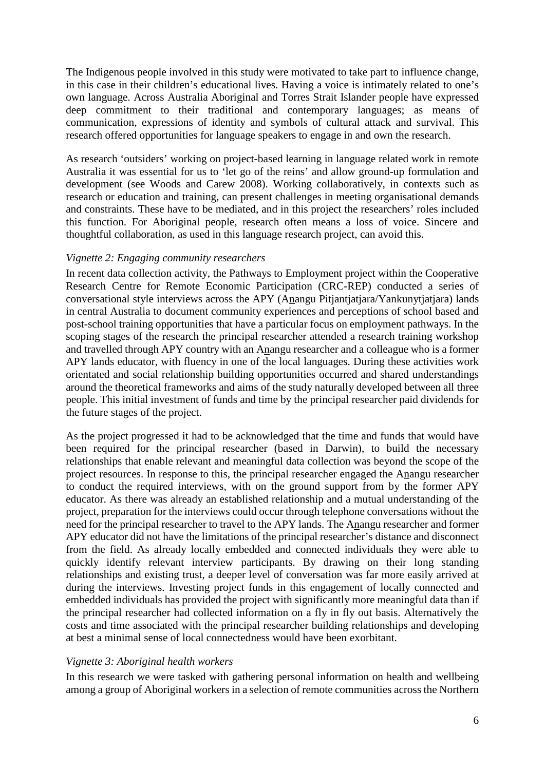The Indigenous people involved in this study were motivated to take part to influence change, in this case in their children's educational lives. Having a voice is intimately related to one's own language. Across Australia Aboriginal and Torres Strait Islander people have expressed deep commitment to their traditional and contemporary languages; as means of communication, expressions of identity and symbols of cultural attack and survival. This research offered opportunities for language speakers to engage in and own the research.

As research 'outsiders' working on project-based learning in language related work in remote Australia it was essential for us to 'let go of the reins' and allow ground-up formulation and development (see Woods and Carew 2008). Working collaboratively, in contexts such as research or education and training, can present challenges in meeting organisational demands and constraints. These have to be mediated, and in this project the researchers' roles included this function. For Aboriginal people, research often means a loss of voice. Sincere and thoughtful collaboration, as used in this language research project, can avoid this.

*Vignette 2: Engaging community researchers*

In recent data collection activity, the Pathways to Employment project within the Cooperative Research Centre for Remote Economic Participation (CRC-REP) conducted a series of conversational style interviews across the APY (A<u>n</u>angu Pitjantjatjara/Yankunytjatjara) lands in central Australia to document community experiences and perceptions of school based and post-school training opportunities that have a particular focus on employment pathways. In the scoping stages of the research the principal researcher attended a research training workshop and travelled through APY country with an A<u>n</u>angu researcher and a colleague who is a former APY lands educator, with fluency in one of the local languages. During these activities work orientated and social relationship building opportunities occurred and shared understandings around the theoretical frameworks and aims of the study naturally developed between all three people. This initial investment of funds and time by the principal researcher paid dividends for the future stages of the project.

As the project progressed it had to be acknowledged that the time and funds that would have been required for the principal researcher (based in Darwin), to build the necessary relationships that enable relevant and meaningful data collection was beyond the scope of the project resources. In response to this, the principal researcher engaged the A<u>n</u>angu researcher to conduct the required interviews, with on the ground support from by the former APY educator. As there was already an established relationship and a mutual understanding of the project, preparation for the interviews could occur through telephone conversations without the need for the principal researcher to travel to the APY lands. The A<u>n</u>angu researcher and former APY educator did not have the limitations of the principal researcher's distance and disconnect from the field. As already locally embedded and connected individuals they were able to quickly identify relevant interview participants. By drawing on their long standing relationships and existing trust, a deeper level of conversation was far more easily arrived at during the interviews. Investing project funds in this engagement of locally connected and embedded individuals has provided the project with significantly more meaningful data than if the principal researcher had collected information on a fly in fly out basis. Alternatively the costs and time associated with the principal researcher building relationships and developing at best a minimal sense of local connectedness would have been exorbitant.

*Vignette 3: Aboriginal health workers*

In this research we were tasked with gathering personal information on health and wellbeing among a group of Aboriginal workers in a selection of remote communities across the Northern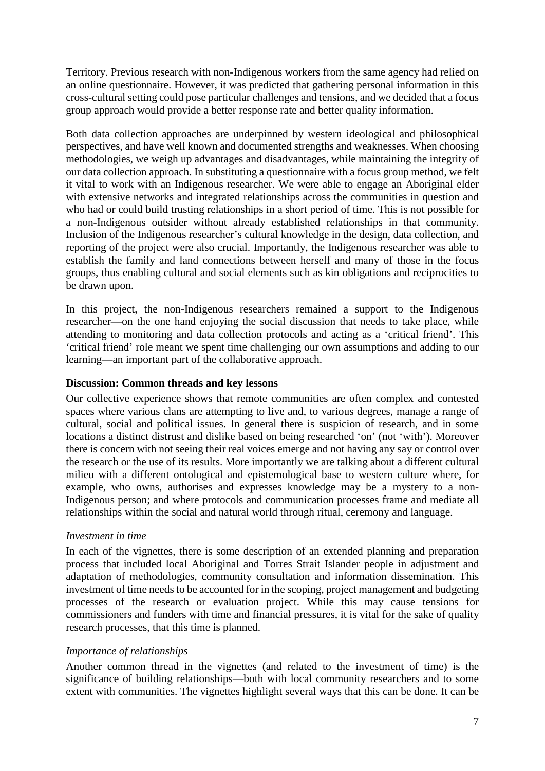Territory. Previous research with non-Indigenous workers from the same agency had relied on an online questionnaire. However, it was predicted that gathering personal information in this cross-cultural setting could pose particular challenges and tensions, and we decided that a focus group approach would provide a better response rate and better quality information.

Both data collection approaches are underpinned by western ideological and philosophical perspectives, and have well known and documented strengths and weaknesses. When choosing methodologies, we weigh up advantages and disadvantages, while maintaining the integrity of our data collection approach. In substituting a questionnaire with a focus group method, we felt it vital to work with an Indigenous researcher. We were able to engage an Aboriginal elder with extensive networks and integrated relationships across the communities in question and who had or could build trusting relationships in a short period of time. This is not possible for a non-Indigenous outsider without already established relationships in that community. Inclusion of the Indigenous researcher's cultural knowledge in the design, data collection, and reporting of the project were also crucial. Importantly, the Indigenous researcher was able to establish the family and land connections between herself and many of those in the focus groups, thus enabling cultural and social elements such as kin obligations and reciprocities to be drawn upon.

In this project, the non-Indigenous researchers remained a support to the Indigenous researcher—on the one hand enjoying the social discussion that needs to take place, while attending to monitoring and data collection protocols and acting as a 'critical friend'. This 'critical friend' role meant we spent time challenging our own assumptions and adding to our learning—an important part of the collaborative approach.

**Discussion: Common threads and key lessons**

Our collective experience shows that remote communities are often complex and contested spaces where various clans are attempting to live and, to various degrees, manage a range of cultural, social and political issues. In general there is suspicion of research, and in some locations a distinct distrust and dislike based on being researched 'on' (not 'with'). Moreover there is concern with not seeing their real voices emerge and not having any say or control over the research or the use of its results. More importantly we are talking about a different cultural milieu with a different ontological and epistemological base to western culture where, for example, who owns, authorises and expresses knowledge may be a mystery to a non-Indigenous person; and where protocols and communication processes frame and mediate all relationships within the social and natural world through ritual, ceremony and language.

*Investment in time*

In each of the vignettes, there is some description of an extended planning and preparation process that included local Aboriginal and Torres Strait Islander people in adjustment and adaptation of methodologies, community consultation and information dissemination. This investment of time needs to be accounted for in the scoping, project management and budgeting processes of the research or evaluation project. While this may cause tensions for commissioners and funders with time and financial pressures, it is vital for the sake of quality research processes, that this time is planned.

*Importance of relationships*

Another common thread in the vignettes (and related to the investment of time) is the significance of building relationships—both with local community researchers and to some extent with communities. The vignettes highlight several ways that this can be done. It can be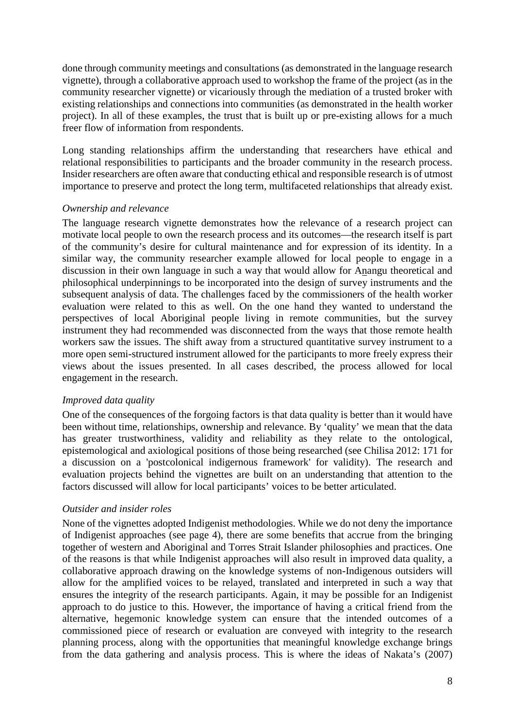done through community meetings and consultations (as demonstrated in the language research vignette), through a collaborative approach used to workshop the frame of the project (as in the community researcher vignette) or vicariously through the mediation of a trusted broker with existing relationships and connections into communities (as demonstrated in the health worker project). In all of these examples, the trust that is built up or pre-existing allows for a much freer flow of information from respondents.

Long standing relationships affirm the understanding that researchers have ethical and relational responsibilities to participants and the broader community in the research process. Insider researchers are often aware that conducting ethical and responsible research is of utmost importance to preserve and protect the long term, multifaceted relationships that already exist.

*Ownership and relevance*

The language research vignette demonstrates how the relevance of a research project can motivate local people to own the research process and its outcomes—the research itself is part of the community's desire for cultural maintenance and for expression of its identity. In a similar way, the community researcher example allowed for local people to engage in a discussion in their own language in such a way that would allow for Anangu theoretical and philosophical underpinnings to be incorporated into the design of survey instruments and the subsequent analysis of data. The challenges faced by the commissioners of the health worker evaluation were related to this as well. On the one hand they wanted to understand the perspectives of local Aboriginal people living in remote communities, but the survey instrument they had recommended was disconnected from the ways that those remote health workers saw the issues. The shift away from a structured quantitative survey instrument to a more open semi-structured instrument allowed for the participants to more freely express their views about the issues presented. In all cases described, the process allowed for local engagement in the research.

*Improved data quality*

One of the consequences of the forgoing factors is that data quality is better than it would have been without time, relationships, ownership and relevance. By 'quality' we mean that the data has greater trustworthiness, validity and reliability as they relate to the ontological, epistemological and axiological positions of those being researched (see Chilisa 2012: 171 for a discussion on a 'postcolonical indigernous framework' for validity). The research and evaluation projects behind the vignettes are built on an understanding that attention to the factors discussed will allow for local participants' voices to be better articulated.

*Outsider and insider roles*

None of the vignettes adopted Indigenist methodologies. While we do not deny the importance of Indigenist approaches (see page 4), there are some benefits that accrue from the bringing together of western and Aboriginal and Torres Strait Islander philosophies and practices. One of the reasons is that while Indigenist approaches will also result in improved data quality, a collaborative approach drawing on the knowledge systems of non-Indigenous outsiders will allow for the amplified voices to be relayed, translated and interpreted in such a way that ensures the integrity of the research participants. Again, it may be possible for an Indigenist approach to do justice to this. However, the importance of having a critical friend from the alternative, hegemonic knowledge system can ensure that the intended outcomes of a commissioned piece of research or evaluation are conveyed with integrity to the research planning process, along with the opportunities that meaningful knowledge exchange brings from the data gathering and analysis process. This is where the ideas of Nakata's (2007)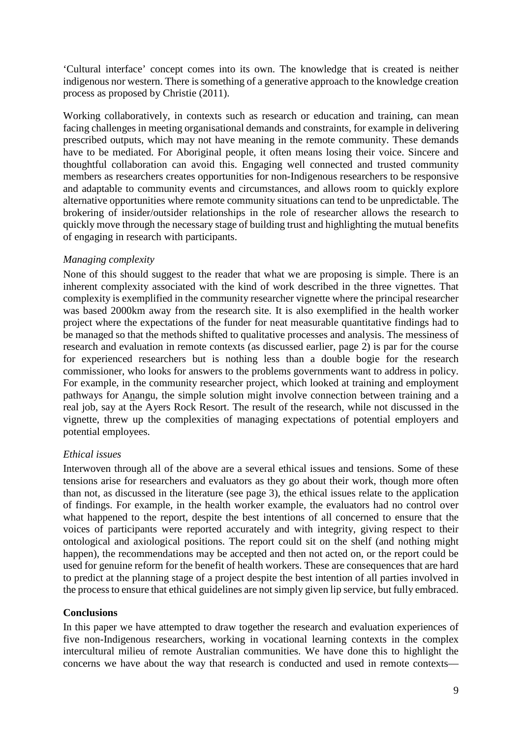'Cultural interface' concept comes into its own. The knowledge that is created is neither indigenous nor western. There is something of a generative approach to the knowledge creation process as proposed by Christie (2011).

Working collaboratively, in contexts such as research or education and training, can mean facing challenges in meeting organisational demands and constraints, for example in delivering prescribed outputs, which may not have meaning in the remote community. These demands have to be mediated. For Aboriginal people, it often means losing their voice. Sincere and thoughtful collaboration can avoid this. Engaging well connected and trusted community members as researchers creates opportunities for non-Indigenous researchers to be responsive and adaptable to community events and circumstances, and allows room to quickly explore alternative opportunities where remote community situations can tend to be unpredictable. The brokering of insider/outsider relationships in the role of researcher allows the research to quickly move through the necessary stage of building trust and highlighting the mutual benefits of engaging in research with participants.

### *Managing complexity*

None of this should suggest to the reader that what we are proposing is simple. There is an inherent complexity associated with the kind of work described in the three vignettes. That complexity is exemplified in the community researcher vignette where the principal researcher was based 2000km away from the research site. It is also exemplified in the health worker project where the expectations of the funder for neat measurable quantitative findings had to be managed so that the methods shifted to qualitative processes and analysis. The messiness of research and evaluation in remote contexts (as discussed earlier, page 2) is par for the course for experienced researchers but is nothing less than a double bogie for the research commissioner, who looks for answers to the problems governments want to address in policy. For example, in the community researcher project, which looked at training and employment pathways for Anangu, the simple solution might involve connection between training and a real job, say at the Ayers Rock Resort. The result of the research, while not discussed in the vignette, threw up the complexities of managing expectations of potential employers and potential employees.

### *Ethical issues*

Interwoven through all of the above are a several ethical issues and tensions. Some of these tensions arise for researchers and evaluators as they go about their work, though more often than not, as discussed in the literature (see page 3), the ethical issues relate to the application of findings. For example, in the health worker example, the evaluators had no control over what happened to the report, despite the best intentions of all concerned to ensure that the voices of participants were reported accurately and with integrity, giving respect to their ontological and axiological positions. The report could sit on the shelf (and nothing might happen), the recommendations may be accepted and then not acted on, or the report could be used for genuine reform for the benefit of health workers. These are consequences that are hard to predict at the planning stage of a project despite the best intention of all parties involved in the process to ensure that ethical guidelines are not simply given lip service, but fully embraced.

## Conclusions

In this paper we have attempted to draw together the research and evaluation experiences of five non-Indigenous researchers, working in vocational learning contexts in the complex intercultural milieu of remote Australian communities. We have done this to highlight the concerns we have about the way that research is conducted and used in remote contexts—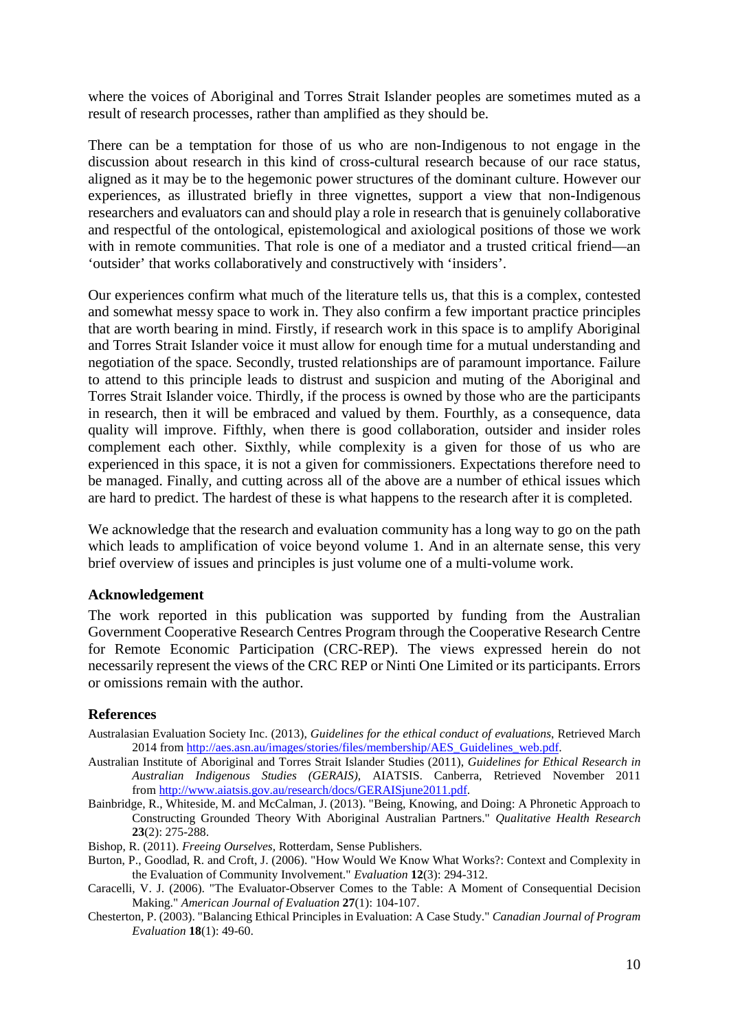where the voices of Aboriginal and Torres Strait Islander peoples are sometimes muted as a result of research processes, rather than amplified as they should be.

There can be a temptation for those of us who are non-Indigenous to not engage in the discussion about research in this kind of cross-cultural research because of our race status, aligned as it may be to the hegemonic power structures of the dominant culture. However our experiences, as illustrated briefly in three vignettes, support a view that non-Indigenous researchers and evaluators can and should play a role in research that is genuinely collaborative and respectful of the ontological, epistemological and axiological positions of those we work with in remote communities. That role is one of a mediator and a trusted critical friend—an 'outsider' that works collaboratively and constructively with 'insiders'.

Our experiences confirm what much of the literature tells us, that this is a complex, contested and somewhat messy space to work in. They also confirm a few important practice principles that are worth bearing in mind. Firstly, if research work in this space is to amplify Aboriginal and Torres Strait Islander voice it must allow for enough time for a mutual understanding and negotiation of the space. Secondly, trusted relationships are of paramount importance. Failure to attend to this principle leads to distrust and suspicion and muting of the Aboriginal and Torres Strait Islander voice. Thirdly, if the process is owned by those who are the participants in research, then it will be embraced and valued by them. Fourthly, as a consequence, data quality will improve. Fifthly, when there is good collaboration, outsider and insider roles complement each other. Sixthly, while complexity is a given for those of us who are experienced in this space, it is not a given for commissioners. Expectations therefore need to be managed. Finally, and cutting across all of the above are a number of ethical issues which are hard to predict. The hardest of these is what happens to the research after it is completed.

We acknowledge that the research and evaluation community has a long way to go on the path which leads to amplification of voice beyond volume 1. And in an alternate sense, this very brief overview of issues and principles is just volume one of a multi-volume work.

## Acknowledgement

The work reported in this publication was supported by funding from the Australian Government Cooperative Research Centres Program through the Cooperative Research Centre for Remote Economic Participation (CRC-REP). The views expressed herein do not necessarily represent the views of the CRC REP or Ninti One Limited or its participants. Errors or omissions remain with the author.

## References

Australasian Evaluation Society Inc. (2013), *Guidelines for the ethical conduct of evaluations*, Retrieved March 2014 from http://aes.asn.au/images/stories/files/membership/AES_Guidelines_web.pdf.

Australian Institute of Aboriginal and Torres Strait Islander Studies (2011), *Guidelines for Ethical Research in Australian Indigenous Studies (GERAIS)*, AIATSIS. Canberra, Retrieved November 2011 from http://www.aiatsis.gov.au/research/docs/GERAISjune2011.pdf.

Bainbridge, R., Whiteside, M. and McCalman, J. (2013). "Being, Knowing, and Doing: A Phronetic Approach to Constructing Grounded Theory With Aboriginal Australian Partners." *Qualitative Health Research* **23**(2): 275-288.

Bishop, R. (2011). *Freeing Ourselves*, Rotterdam, Sense Publishers.

Burton, P., Goodlad, R. and Croft, J. (2006). "How Would We Know What Works?: Context and Complexity in the Evaluation of Community Involvement." *Evaluation* **12**(3): 294-312.

Caracelli, V. J. (2006). "The Evaluator-Observer Comes to the Table: A Moment of Consequential Decision Making." *American Journal of Evaluation* **27**(1): 104-107.

Chesterton, P. (2003). "Balancing Ethical Principles in Evaluation: A Case Study." *Canadian Journal of Program Evaluation* **18**(1): 49-60.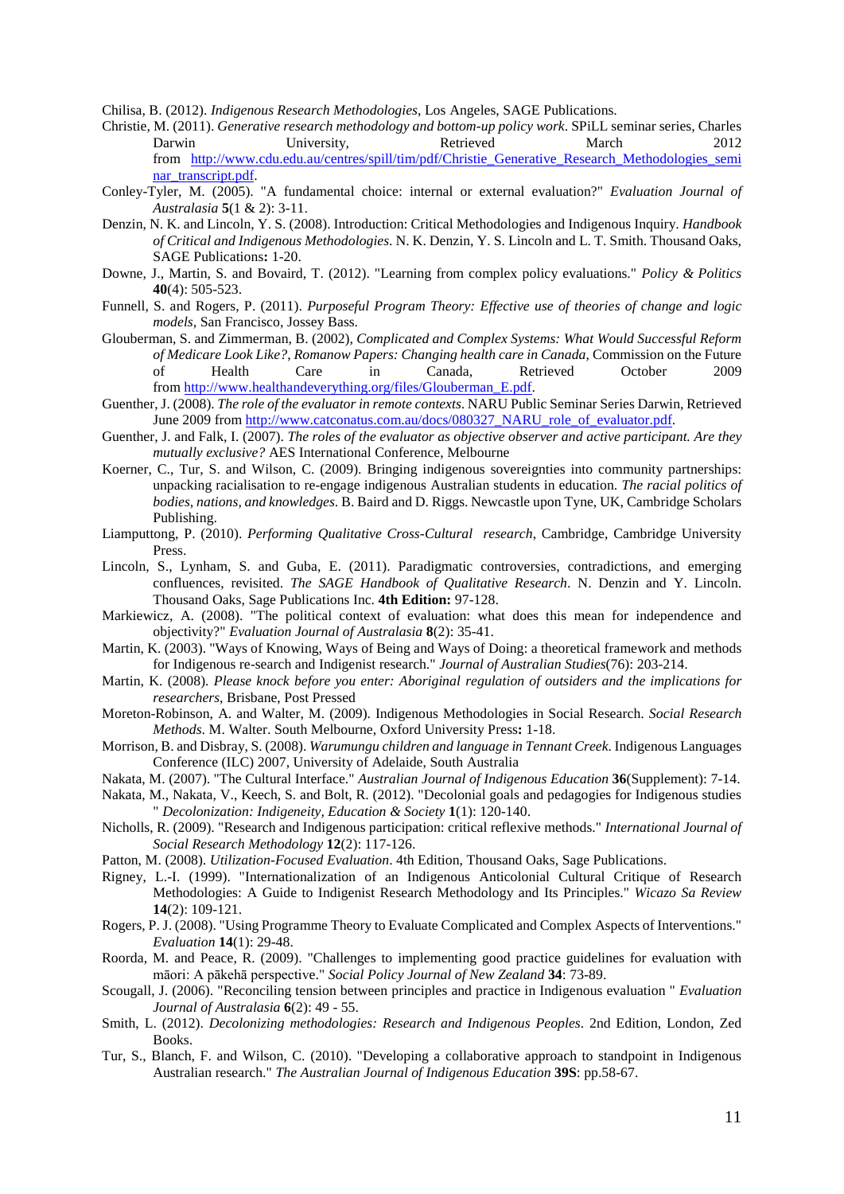Chilisa, B. (2012). *Indigenous Research Methodologies*, Los Angeles, SAGE Publications.

Christie, M. (2011). *Generative research methodology and bottom-up policy work*. SPiLL seminar series, Charles Darwin University, Retrieved March 2012 from http://www.cdu.edu.au/centres/spill/tim/pdf/Christie_Generative_Research_Methodologies_seminar_transcript.pdf.

Conley-Tyler, M. (2005). "A fundamental choice: internal or external evaluation?" *Evaluation Journal of Australasia* **5**(1 & 2): 3-11.

Denzin, N. K. and Lincoln, Y. S. (2008). Introduction: Critical Methodologies and Indigenous Inquiry. *Handbook of Critical and Indigenous Methodologies*. N. K. Denzin, Y. S. Lincoln and L. T. Smith. Thousand Oaks, SAGE Publications**:** 1-20.

Downe, J., Martin, S. and Bovaird, T. (2012). "Learning from complex policy evaluations." *Policy & Politics* **40**(4): 505-523.

Funnell, S. and Rogers, P. (2011). *Purposeful Program Theory: Effective use of theories of change and logic models*, San Francisco, Jossey Bass.

Glouberman, S. and Zimmerman, B. (2002), *Complicated and Complex Systems: What Would Successful Reform of Medicare Look Like?*, *Romanow Papers: Changing health care in Canada*, Commission on the Future of Health Care in Canada, Retrieved October 2009 from http://www.healthandeverything.org/files/Glouberman_E.pdf.

Guenther, J. (2008). *The role of the evaluator in remote contexts*. NARU Public Seminar Series Darwin, Retrieved June 2009 from http://www.catconatus.com.au/docs/080327_NARU_role_of_evaluator.pdf.

Guenther, J. and Falk, I. (2007). *The roles of the evaluator as objective observer and active participant. Are they mutually exclusive?* AES International Conference, Melbourne

Koerner, C., Tur, S. and Wilson, C. (2009). Bringing indigenous sovereignties into community partnerships: unpacking racialisation to re-engage indigenous Australian students in education. *The racial politics of bodies, nations, and knowledges*. B. Baird and D. Riggs. Newcastle upon Tyne, UK, Cambridge Scholars Publishing.

Liamputtong, P. (2010). *Performing Qualitative Cross-Cultural research*, Cambridge, Cambridge University Press.

Lincoln, S., Lynham, S. and Guba, E. (2011). Paradigmatic controversies, contradictions, and emerging confluences, revisited. *The SAGE Handbook of Qualitative Research*. N. Denzin and Y. Lincoln. Thousand Oaks, Sage Publications Inc. **4th Edition:** 97-128.

Markiewicz, A. (2008). "The political context of evaluation: what does this mean for independence and objectivity?" *Evaluation Journal of Australasia* **8**(2): 35-41.

Martin, K. (2003). "Ways of Knowing, Ways of Being and Ways of Doing: a theoretical framework and methods for Indigenous re-search and Indigenist research." *Journal of Australian Studies*(76): 203-214.

Martin, K. (2008). *Please knock before you enter: Aboriginal regulation of outsiders and the implications for researchers*, Brisbane, Post Pressed

Moreton-Robinson, A. and Walter, M. (2009). Indigenous Methodologies in Social Research. *Social Research Methods*. M. Walter. South Melbourne, Oxford University Press**:** 1-18.

Morrison, B. and Disbray, S. (2008). *Warumungu children and language in Tennant Creek*. Indigenous Languages Conference (ILC) 2007, University of Adelaide, South Australia

Nakata, M. (2007). "The Cultural Interface." *Australian Journal of Indigenous Education* **36**(Supplement): 7-14.

Nakata, M., Nakata, V., Keech, S. and Bolt, R. (2012). "Decolonial goals and pedagogies for Indigenous studies " *Decolonization: Indigeneity, Education & Society* **1**(1): 120-140.

Nicholls, R. (2009). "Research and Indigenous participation: critical reflexive methods." *International Journal of Social Research Methodology* **12**(2): 117-126.

Patton, M. (2008). *Utilization-Focused Evaluation*. 4th Edition, Thousand Oaks, Sage Publications.

Rigney, L.-I. (1999). "Internationalization of an Indigenous Anticolonial Cultural Critique of Research Methodologies: A Guide to Indigenist Research Methodology and Its Principles." *Wicazo Sa Review* **14**(2): 109-121.

Rogers, P. J. (2008). "Using Programme Theory to Evaluate Complicated and Complex Aspects of Interventions." *Evaluation* **14**(1): 29-48.

Roorda, M. and Peace, R. (2009). "Challenges to implementing good practice guidelines for evaluation with māori: A pākehā perspective." *Social Policy Journal of New Zealand* **34**: 73-89.

Scougall, J. (2006). "Reconciling tension between principles and practice in Indigenous evaluation " *Evaluation Journal of Australasia* **6**(2): 49 - 55.

Smith, L. (2012). *Decolonizing methodologies: Research and Indigenous Peoples*. 2nd Edition, London, Zed Books.

Tur, S., Blanch, F. and Wilson, C. (2010). "Developing a collaborative approach to standpoint in Indigenous Australian research." *The Australian Journal of Indigenous Education* **39S**: pp.58-67.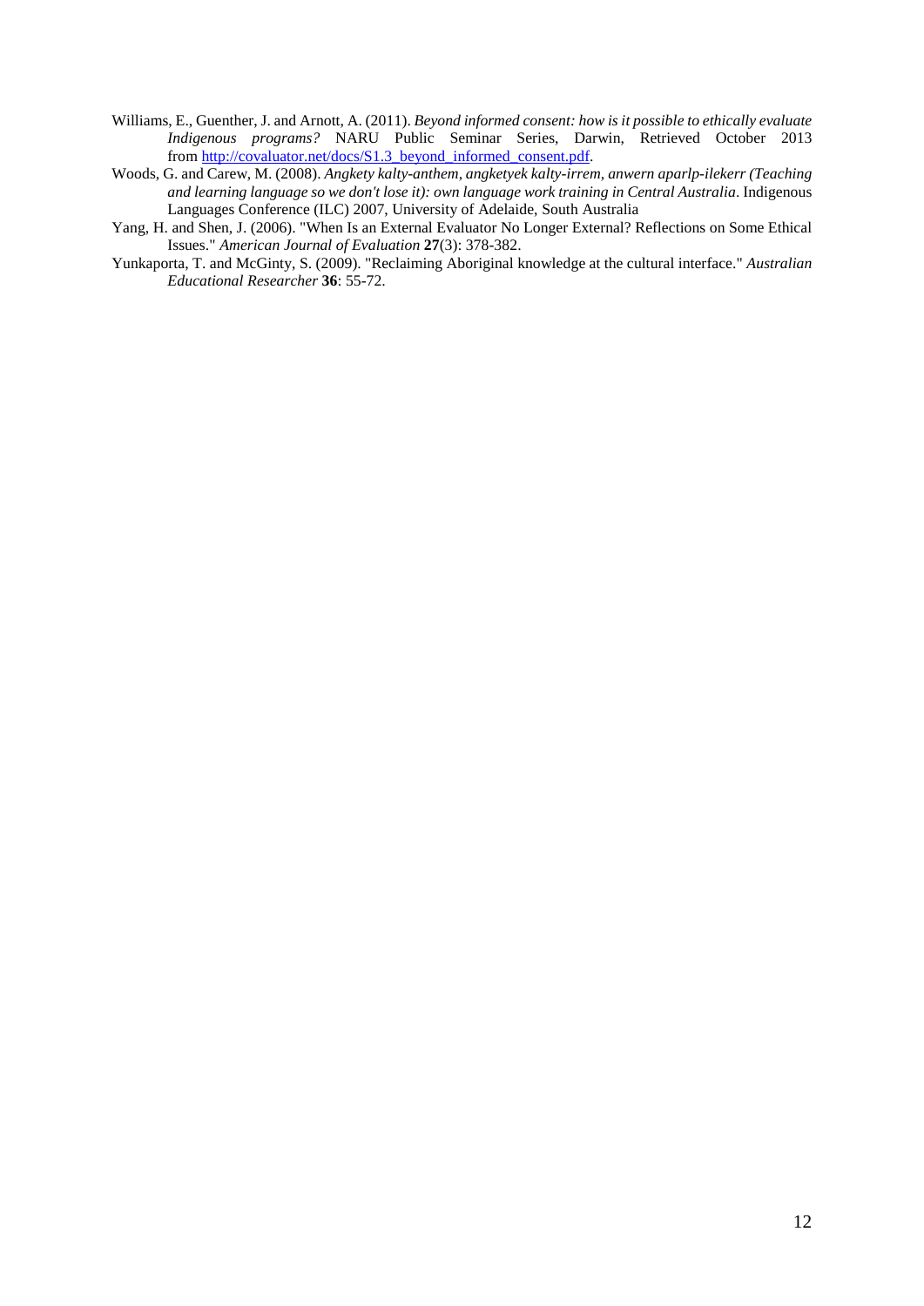Williams, E., Guenther, J. and Arnott, A. (2011). *Beyond informed consent: how is it possible to ethically evaluate Indigenous programs?* NARU Public Seminar Series, Darwin, Retrieved October 2013 from http://covaluator.net/docs/S1.3_beyond_informed_consent.pdf.

Woods, G. and Carew, M. (2008). *Angkety kalty-anthem, angketyek kalty-irrem, anwern aparlp-ilekerr (Teaching and learning language so we don't lose it): own language work training in Central Australia*. Indigenous Languages Conference (ILC) 2007, University of Adelaide, South Australia

Yang, H. and Shen, J. (2006). "When Is an External Evaluator No Longer External? Reflections on Some Ethical Issues." *American Journal of Evaluation* **27**(3): 378-382.

Yunkaporta, T. and McGinty, S. (2009). "Reclaiming Aboriginal knowledge at the cultural interface." *Australian Educational Researcher* **36**: 55-72.